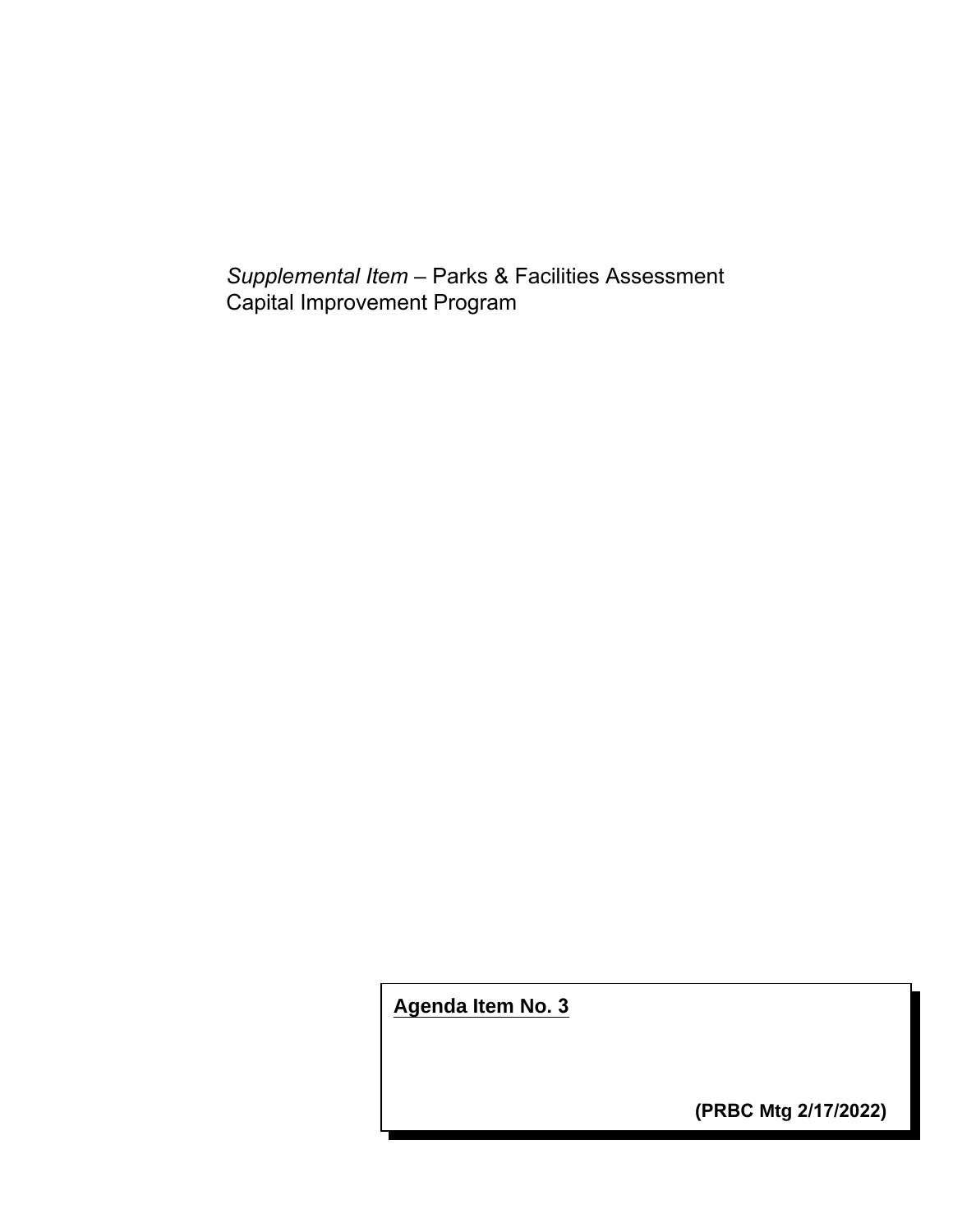*Supplemental Item* – Parks & Facilities Assessment Capital Improvement Program

**Agenda Item No. 3**

**(PRBC Mtg 2/17/2022)**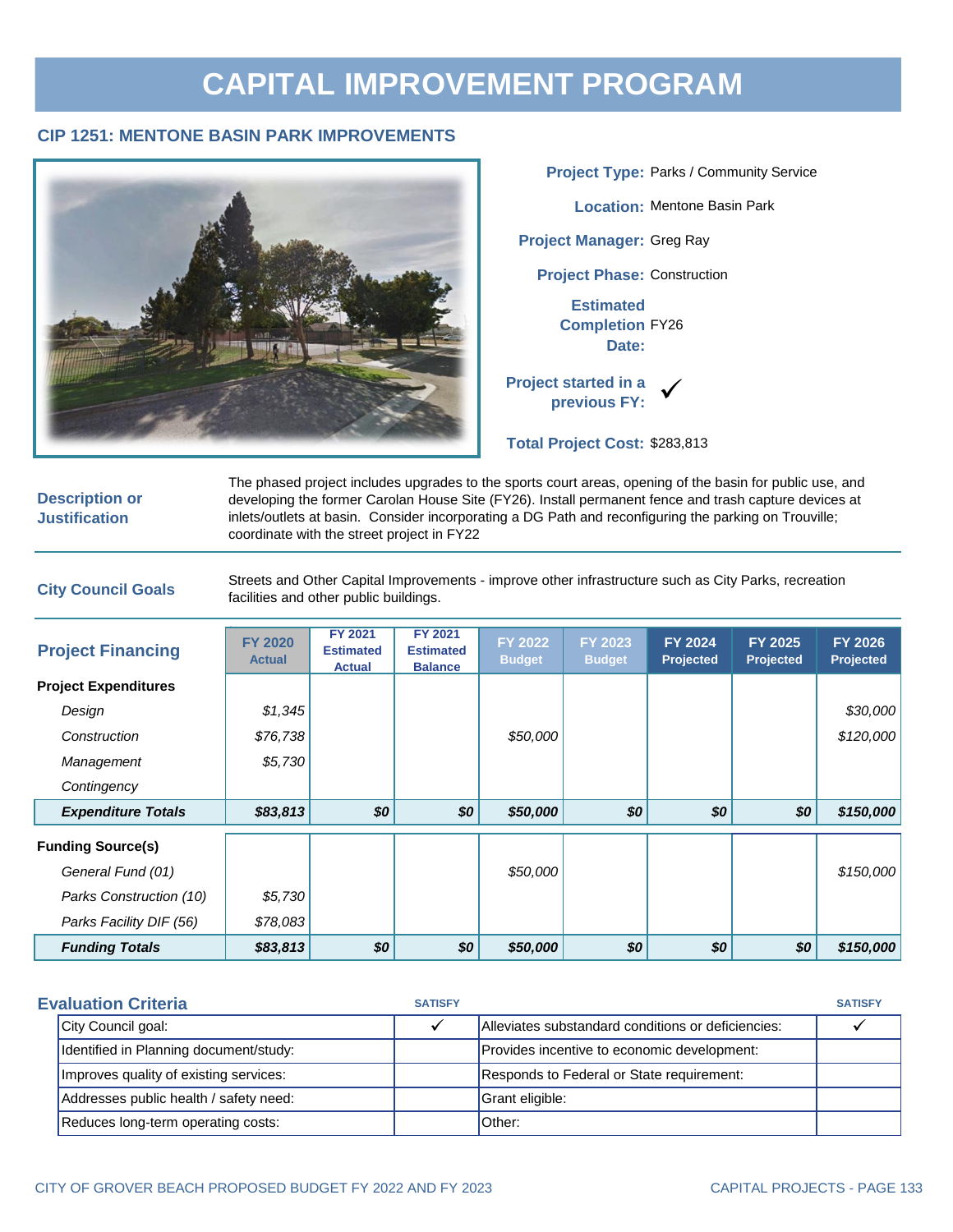# CAPITAL IMPROVEMENT PROGRAM

## CIP 1251: MENTONE BASIN PARK IMPROVEMENTS

**Project Type:** Parks / Community Service

**Location:** Mentone Basin Park

**Project Manager:** Greg Ray

**Project Phase:** Construction

**Estimated Completion Date:** FY26

**Project started in a previous FY:** ✓

**Total Project Cost:** $283,813

### Description or Justification

The phased project includes upgrades to the sports court areas, opening of the basin for public use, and developing the former Carolan House Site (FY26). Install permanent fence and trash capture devices at inlets/outlets at basin. Consider incorporating a DG Path and reconfiguring the parking on Trouville; coordinate with the street project in FY22

### City Council Goals

Streets and Other Capital Improvements - improve other infrastructure such as City Parks, recreation facilities and other public buildings.

### Project Financing

| | FY 2020 Actual | FY 2021 Estimated Actual | FY 2021 Estimated Balance | FY 2022 Budget | FY 2023 Budget | FY 2024 Projected | FY 2025 Projected | FY 2026 Projected |
|---|---|---|---|---|---|---|---|---|
| **Project Expenditures** | | | | | | | | |
| *Design* | *$1,345* | | | | | | | *$30,000* |
| *Construction* | *$76,738* | | | *$50,000* | | | | *$120,000* |
| *Management* | *$5,730* | | | | | | | |
| *Contingency* | | | | | | | | |
| ***Expenditure Totals*** | ***$83,813*** | ***$0*** | ***$0*** | ***$50,000*** | ***$0*** | ***$0*** | ***$0*** | ***$150,000*** |
| **Funding Source(s)** | | | | | | | | |
| *General Fund (01)* | | | | *$50,000* | | | | *$150,000* |
| *Parks Construction (10)* | *$5,730* | | | | | | | |
| *Parks Facility DIF (56)* | *$78,083* | | | | | | | |
| ***Funding Totals*** | ***$83,813*** | ***$0*** | ***$0*** | ***$50,000*** | ***$0*** | ***$0*** | ***$0*** | ***$150,000*** |

### Evaluation Criteria

| | SATISFY | | SATISFY |
|---|---|---|---|
| City Council goal: | ✓ | Alleviates substandard conditions or deficiencies: | ✓ |
| Identified in Planning document/study: | | Provides incentive to economic development: | |
| Improves quality of existing services: | | Responds to Federal or State requirement: | |
| Addresses public health / safety need: | | Grant eligible: | |
| Reduces long-term operating costs: | | Other: | |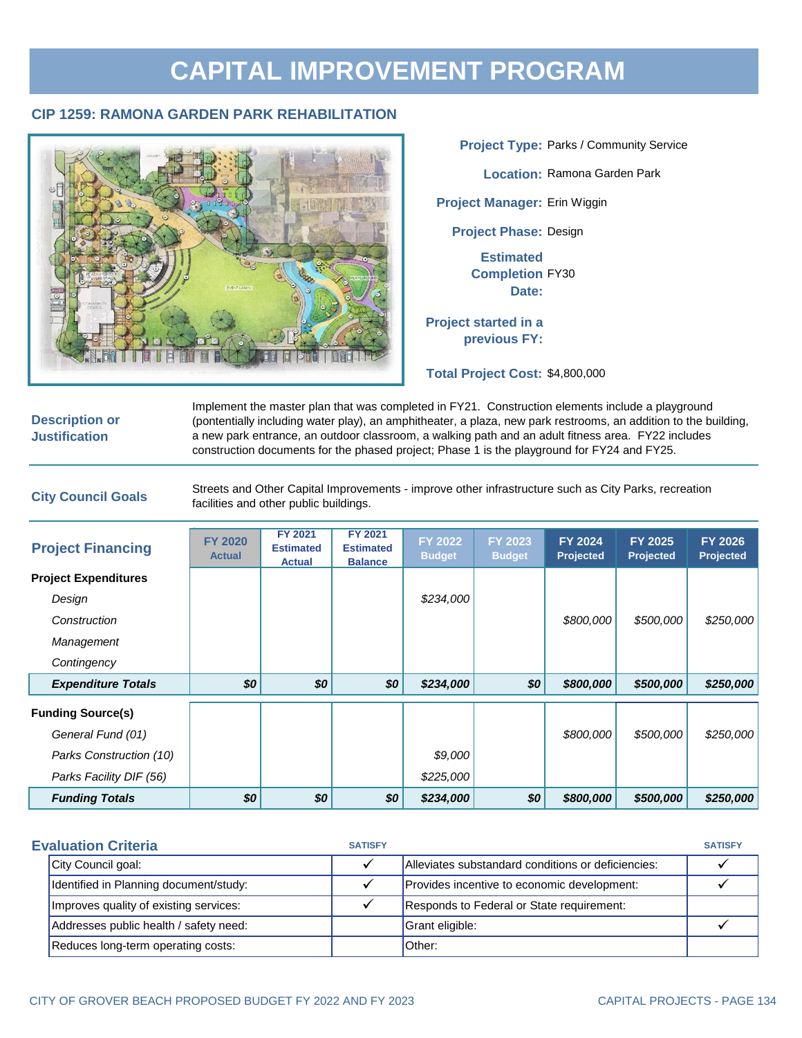# CAPITAL IMPROVEMENT PROGRAM

## CIP 1259: RAMONA GARDEN PARK REHABILITATION

**Project Type:** Parks / Community Service

**Location:** Ramona Garden Park

**Project Manager:** Erin Wiggin

**Project Phase:** Design

**Estimated Completion Date:** FY30

**Project started in a previous FY:**

**Total Project Cost:** $4,800,000

**Description or Justification**

Implement the master plan that was completed in FY21. Construction elements include a playground (pontentially including water play), an amphitheater, a plaza, new park restrooms, an addition to the building, a new park entrance, an outdoor classroom, a walking path and an adult fitness area. FY22 includes construction documents for the phased project; Phase 1 is the playground for FY24 and FY25.

**City Council Goals**

Streets and Other Capital Improvements - improve other infrastructure such as City Parks, recreation facilities and other public buildings.

| Project Financing | FY 2020 Actual | FY 2021 Estimated Actual | FY 2021 Estimated Balance | FY 2022 Budget | FY 2023 Budget | FY 2024 Projected | FY 2025 Projected | FY 2026 Projected |
|---|---|---|---|---|---|---|---|---|
| **Project Expenditures** | | | | | | | | |
| *Design* | | | | *$234,000* | | | | |
| *Construction* | | | | | | *$800,000* | *$500,000* | *$250,000* |
| *Management* | | | | | | | | |
| *Contingency* | | | | | | | | |
| ***Expenditure Totals*** | ***$0*** | ***$0*** | ***$0*** | ***$234,000*** | ***$0*** | ***$800,000*** | ***$500,000*** | ***$250,000*** |
| **Funding Source(s)** | | | | | | | | |
| *General Fund (01)* | | | | | | *$800,000* | *$500,000* | *$250,000* |
| *Parks Construction (10)* | | | | *$9,000* | | | | |
| *Parks Facility DIF (56)* | | | | *$225,000* | | | | |
| ***Funding Totals*** | ***$0*** | ***$0*** | ***$0*** | ***$234,000*** | ***$0*** | ***$800,000*** | ***$500,000*** | ***$250,000*** |

**Evaluation Criteria**

| | SATISFY | | SATISFY |
|---|---|---|---|
| City Council goal: | ✓ | Alleviates substandard conditions or deficiencies: | ✓ |
| Identified in Planning document/study: | ✓ | Provides incentive to economic development: | ✓ |
| Improves quality of existing services: | ✓ | Responds to Federal or State requirement: | |
| Addresses public health / safety need: | | Grant eligible: | ✓ |
| Reduces long-term operating costs: | | Other: | |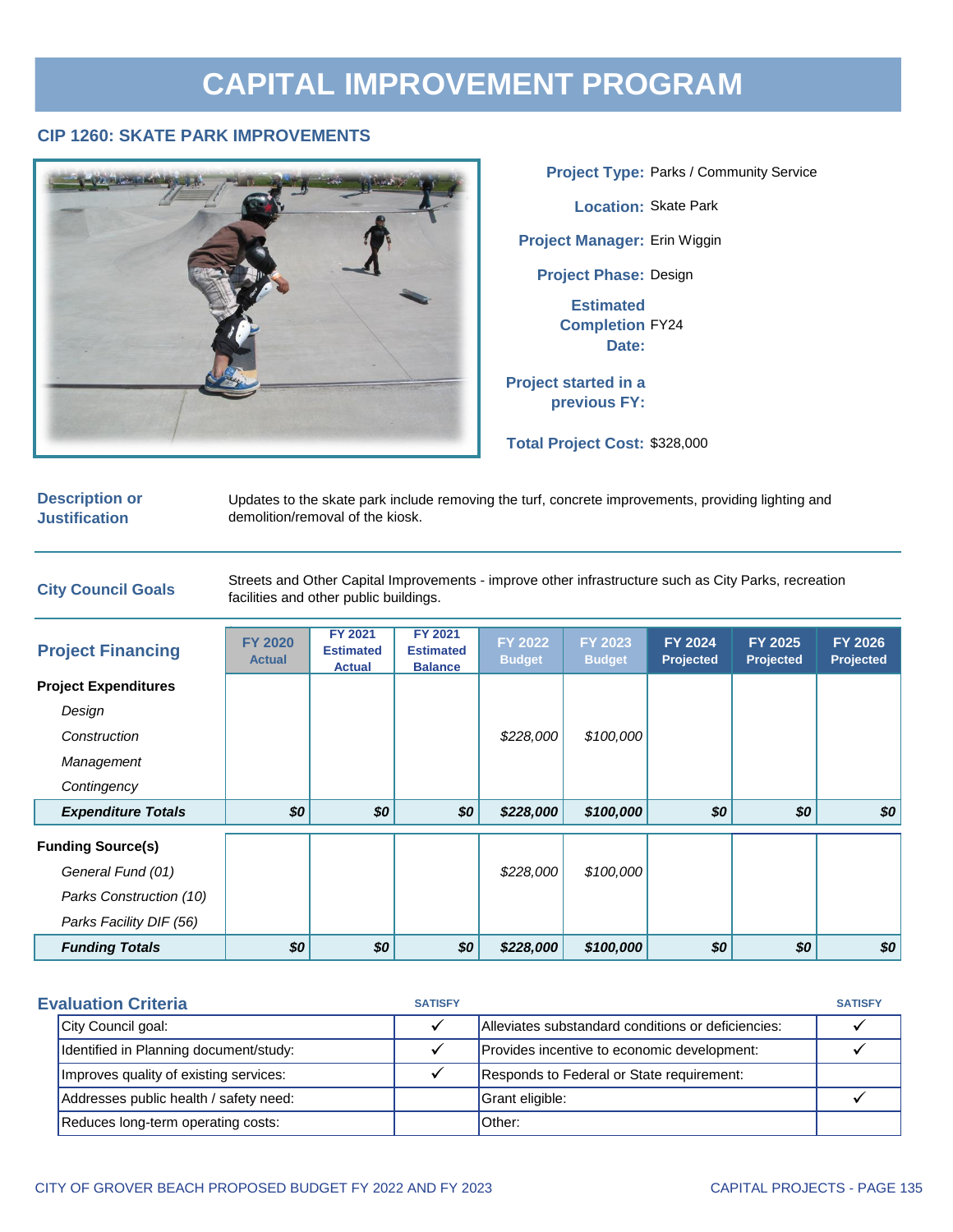# CAPITAL IMPROVEMENT PROGRAM

## CIP 1260: SKATE PARK IMPROVEMENTS

**Project Type:** Parks / Community Service

**Location:** Skate Park

**Project Manager:** Erin Wiggin

**Project Phase:** Design

**Estimated Completion Date:** FY24

**Project started in a previous FY:**

**Total Project Cost:** $328,000

**Description or Justification**

Updates to the skate park include removing the turf, concrete improvements, providing lighting and demolition/removal of the kiosk.

**City Council Goals**

Streets and Other Capital Improvements - improve other infrastructure such as City Parks, recreation facilities and other public buildings.

| Project Financing | FY 2020 Actual | FY 2021 Estimated Actual | FY 2021 Estimated Balance | FY 2022 Budget | FY 2023 Budget | FY 2024 Projected | FY 2025 Projected | FY 2026 Projected |
|---|---|---|---|---|---|---|---|---|
| **Project Expenditures** | | | | | | | | |
| *Design* | | | | | | | | |
| *Construction* | | | | *$228,000* | *$100,000* | | | |
| *Management* | | | | | | | | |
| *Contingency* | | | | | | | | |
| ***Expenditure Totals*** | ***$0*** | ***$0*** | ***$0*** | ***$228,000*** | ***$100,000*** | ***$0*** | ***$0*** | ***$0*** |
| **Funding Source(s)** | | | | | | | | |
| *General Fund (01)* | | | | *$228,000* | *$100,000* | | | |
| *Parks Construction (10)* | | | | | | | | |
| *Parks Facility DIF (56)* | | | | | | | | |
| ***Funding Totals*** | ***$0*** | ***$0*** | ***$0*** | ***$228,000*** | ***$100,000*** | ***$0*** | ***$0*** | ***$0*** |

**Evaluation Criteria**

| | SATISFY | | SATISFY |
|---|---|---|---|
| City Council goal: | ✓ | Alleviates substandard conditions or deficiencies: | ✓ |
| Identified in Planning document/study: | ✓ | Provides incentive to economic development: | ✓ |
| Improves quality of existing services: | ✓ | Responds to Federal or State requirement: | |
| Addresses public health / safety need: | | Grant eligible: | ✓ |
| Reduces long-term operating costs: | | Other: | |